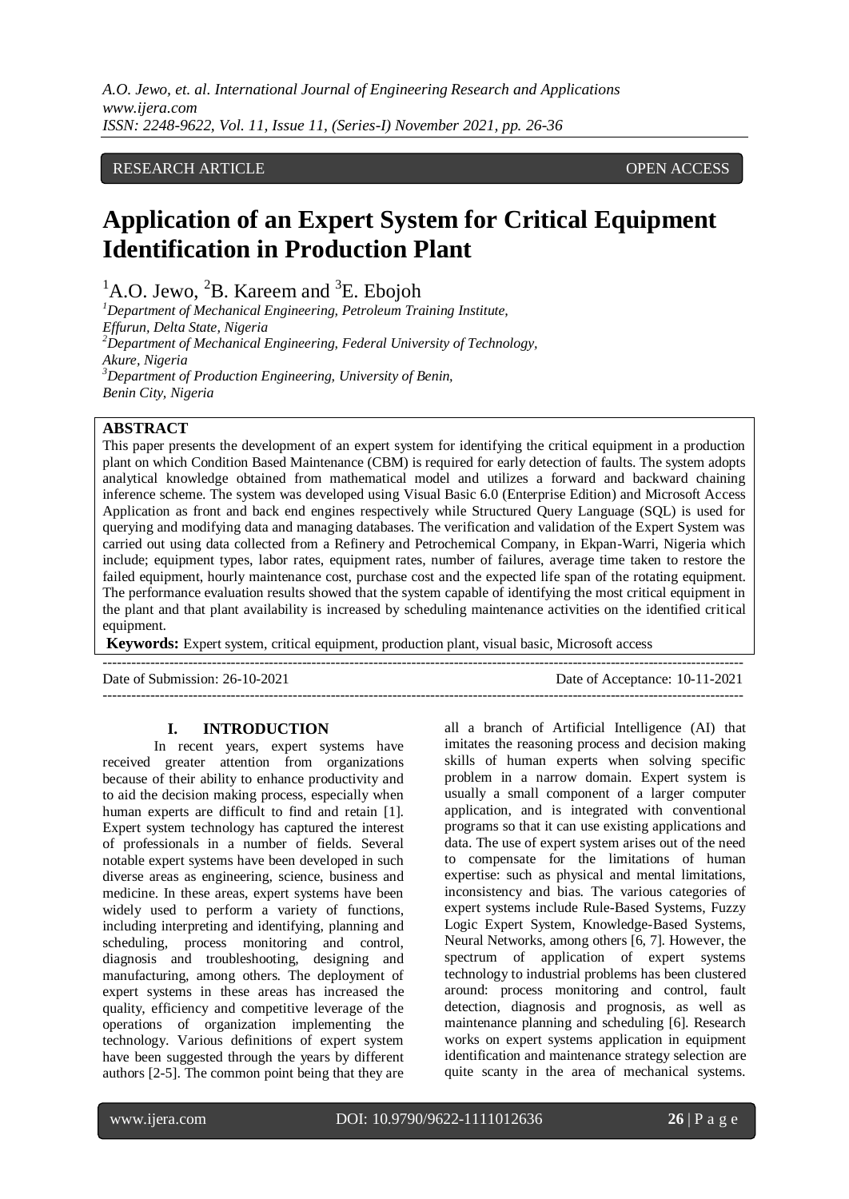RESEARCH ARTICLE OPEN ACCESS

# Application of an Expert System for Critical Equipment Identification in Production Plant

[1]A.O. Jewo, [2]B. Kareem and [3]E. Ebojoh

[1]*Department of Mechanical Engineering, Petroleum Training Institute, Effurun, Delta State, Nigeria*
[2]*Department of Mechanical Engineering, Federal University of Technology, Akure, Nigeria*
[3]*Department of Production Engineering, University of Benin, Benin City, Nigeria*

## ABSTRACT

This paper presents the development of an expert system for identifying the critical equipment in a production plant on which Condition Based Maintenance (CBM) is required for early detection of faults. The system adopts analytical knowledge obtained from mathematical model and utilizes a forward and backward chaining inference scheme. The system was developed using Visual Basic 6.0 (Enterprise Edition) and Microsoft Access Application as front and back end engines respectively while Structured Query Language (SQL) is used for querying and modifying data and managing databases. The verification and validation of the Expert System was carried out using data collected from a Refinery and Petrochemical Company, in Ekpan-Warri, Nigeria which include; equipment types, labor rates, equipment rates, number of failures, average time taken to restore the failed equipment, hourly maintenance cost, purchase cost and the expected life span of the rotating equipment. The performance evaluation results showed that the system capable of identifying the most critical equipment in the plant and that plant availability is increased by scheduling maintenance activities on the identified critical equipment.

**Keywords:** Expert system, critical equipment, production plant, visual basic, Microsoft access

---

Date of Submission: 26-10-2021 Date of Acceptance: 10-11-2021

---

## I. INTRODUCTION

In recent years, expert systems have received greater attention from organizations because of their ability to enhance productivity and to aid the decision making process, especially when human experts are difficult to find and retain [1]. Expert system technology has captured the interest of professionals in a number of fields. Several notable expert systems have been developed in such diverse areas as engineering, science, business and medicine. In these areas, expert systems have been widely used to perform a variety of functions, including interpreting and identifying, planning and scheduling, process monitoring and control, diagnosis and troubleshooting, designing and manufacturing, among others. The deployment of expert systems in these areas has increased the quality, efficiency and competitive leverage of the operations of organization implementing the technology. Various definitions of expert system have been suggested through the years by different authors [2-5]. The common point being that they are all a branch of Artificial Intelligence (AI) that imitates the reasoning process and decision making skills of human experts when solving specific problem in a narrow domain. Expert system is usually a small component of a larger computer application, and is integrated with conventional programs so that it can use existing applications and data. The use of expert system arises out of the need to compensate for the limitations of human expertise: such as physical and mental limitations, inconsistency and bias. The various categories of expert systems include Rule-Based Systems, Fuzzy Logic Expert System, Knowledge-Based Systems, Neural Networks, among others [6, 7]. However, the spectrum of application of expert systems technology to industrial problems has been clustered around: process monitoring and control, fault detection, diagnosis and prognosis, as well as maintenance planning and scheduling [6]. Research works on expert systems application in equipment identification and maintenance strategy selection are quite scanty in the area of mechanical systems.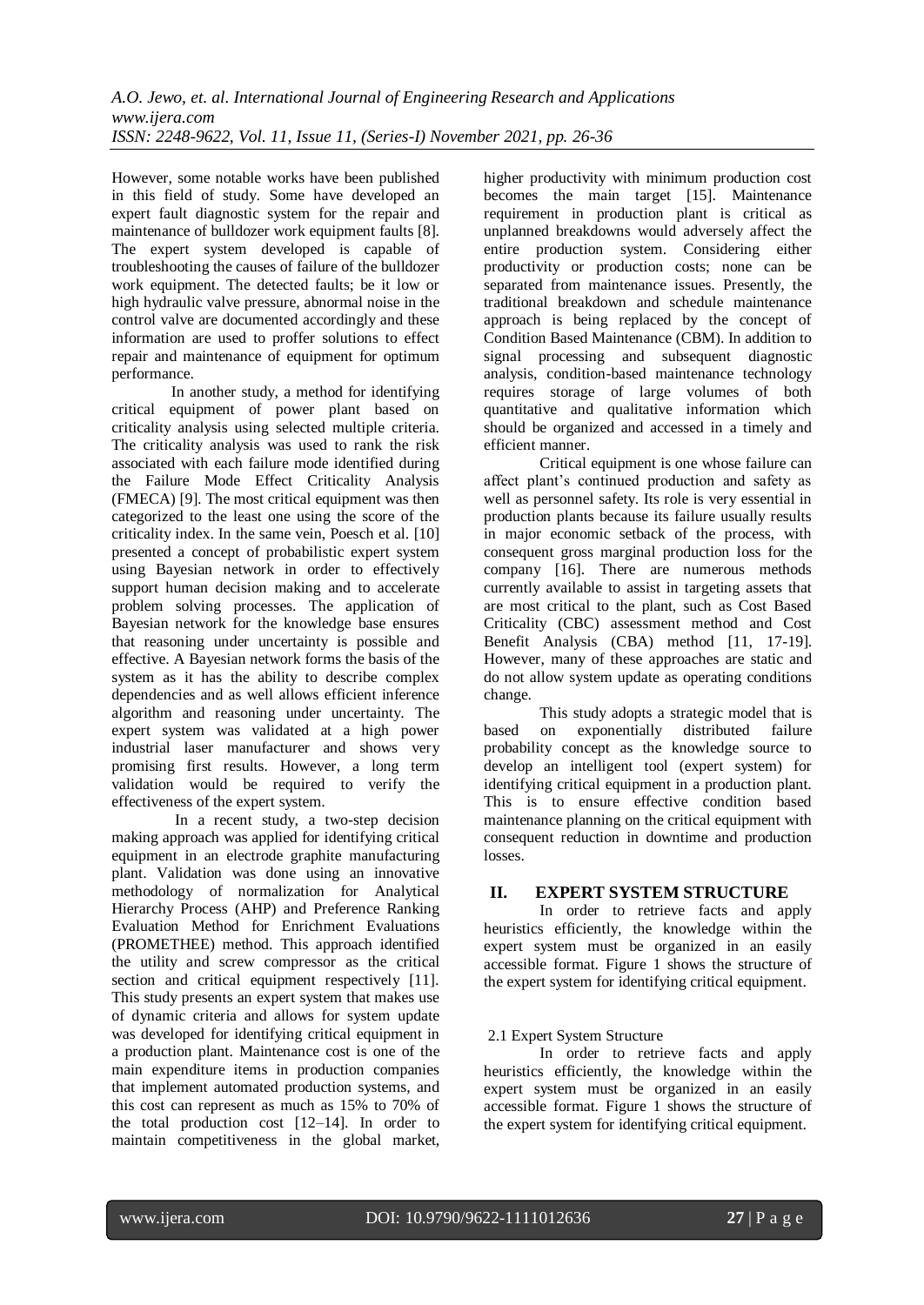However, some notable works have been published in this field of study. Some have developed an expert fault diagnostic system for the repair and maintenance of bulldozer work equipment faults [8]. The expert system developed is capable of troubleshooting the causes of failure of the bulldozer work equipment. The detected faults; be it low or high hydraulic valve pressure, abnormal noise in the control valve are documented accordingly and these information are used to proffer solutions to effect repair and maintenance of equipment for optimum performance.

In another study, a method for identifying critical equipment of power plant based on criticality analysis using selected multiple criteria. The criticality analysis was used to rank the risk associated with each failure mode identified during the Failure Mode Effect Criticality Analysis (FMECA) [9]. The most critical equipment was then categorized to the least one using the score of the criticality index. In the same vein, Poesch et al. [10] presented a concept of probabilistic expert system using Bayesian network in order to effectively support human decision making and to accelerate problem solving processes. The application of Bayesian network for the knowledge base ensures that reasoning under uncertainty is possible and effective. A Bayesian network forms the basis of the system as it has the ability to describe complex dependencies and as well allows efficient inference algorithm and reasoning under uncertainty. The expert system was validated at a high power industrial laser manufacturer and shows very promising first results. However, a long term validation would be required to verify the effectiveness of the expert system.

In a recent study, a two-step decision making approach was applied for identifying critical equipment in an electrode graphite manufacturing plant. Validation was done using an innovative methodology of normalization for Analytical Hierarchy Process (AHP) and Preference Ranking Evaluation Method for Enrichment Evaluations (PROMETHEE) method. This approach identified the utility and screw compressor as the critical section and critical equipment respectively [11]. This study presents an expert system that makes use of dynamic criteria and allows for system update was developed for identifying critical equipment in a production plant. Maintenance cost is one of the main expenditure items in production companies that implement automated production systems, and this cost can represent as much as 15% to 70% of the total production cost [12–14]. In order to maintain competitiveness in the global market, higher productivity with minimum production cost becomes the main target [15]. Maintenance requirement in production plant is critical as unplanned breakdowns would adversely affect the entire production system. Considering either productivity or production costs; none can be separated from maintenance issues. Presently, the traditional breakdown and schedule maintenance approach is being replaced by the concept of Condition Based Maintenance (CBM). In addition to signal processing and subsequent diagnostic analysis, condition-based maintenance technology requires storage of large volumes of both quantitative and qualitative information which should be organized and accessed in a timely and efficient manner.

Critical equipment is one whose failure can affect plant's continued production and safety as well as personnel safety. Its role is very essential in production plants because its failure usually results in major economic setback of the process, with consequent gross marginal production loss for the company [16]. There are numerous methods currently available to assist in targeting assets that are most critical to the plant, such as Cost Based Criticality (CBC) assessment method and Cost Benefit Analysis (CBA) method [11, 17-19]. However, many of these approaches are static and do not allow system update as operating conditions change.

This study adopts a strategic model that is based on exponentially distributed failure probability concept as the knowledge source to develop an intelligent tool (expert system) for identifying critical equipment in a production plant. This is to ensure effective condition based maintenance planning on the critical equipment with consequent reduction in downtime and production losses.

## II. EXPERT SYSTEM STRUCTURE

In order to retrieve facts and apply heuristics efficiently, the knowledge within the expert system must be organized in an easily accessible format. Figure 1 shows the structure of the expert system for identifying critical equipment.

### 2.1 Expert System Structure

In order to retrieve facts and apply heuristics efficiently, the knowledge within the expert system must be organized in an easily accessible format. Figure 1 shows the structure of the expert system for identifying critical equipment.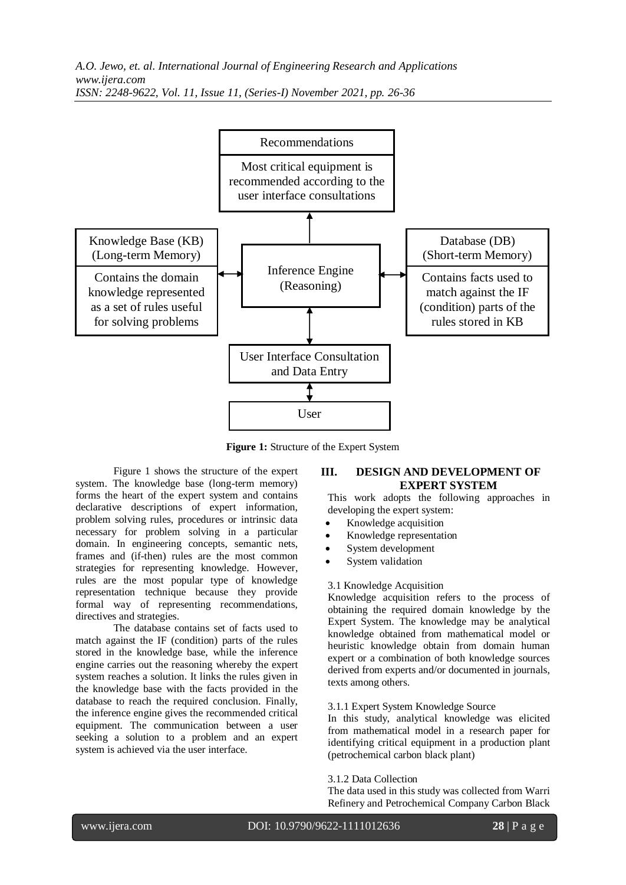Recommendations

Most critical equipment is recommended according to the user interface consultations

Knowledge Base (KB) (Long-term Memory)

Contains the domain knowledge represented as a set of rules useful for solving problems

Inference Engine (Reasoning)

Database (DB) (Short-term Memory)

Contains facts used to match against the IF (condition) parts of the rules stored in KB

User Interface Consultation and Data Entry

User

**Figure 1:** Structure of the Expert System

Figure 1 shows the structure of the expert system. The knowledge base (long-term memory) forms the heart of the expert system and contains declarative descriptions of expert information, problem solving rules, procedures or intrinsic data necessary for problem solving in a particular domain. In engineering concepts, semantic nets, frames and (if-then) rules are the most common strategies for representing knowledge. However, rules are the most popular type of knowledge representation technique because they provide formal way of representing recommendations, directives and strategies.

The database contains set of facts used to match against the IF (condition) parts of the rules stored in the knowledge base, while the inference engine carries out the reasoning whereby the expert system reaches a solution. It links the rules given in the knowledge base with the facts provided in the database to reach the required conclusion. Finally, the inference engine gives the recommended critical equipment. The communication between a user seeking a solution to a problem and an expert system is achieved via the user interface.

## III. DESIGN AND DEVELOPMENT OF EXPERT SYSTEM

This work adopts the following approaches in developing the expert system:

- Knowledge acquisition
- Knowledge representation
- System development
- System validation

### 3.1 Knowledge Acquisition

Knowledge acquisition refers to the process of obtaining the required domain knowledge by the Expert System. The knowledge may be analytical knowledge obtained from mathematical model or heuristic knowledge obtain from domain human expert or a combination of both knowledge sources derived from experts and/or documented in journals, texts among others.

#### 3.1.1 Expert System Knowledge Source

In this study, analytical knowledge was elicited from mathematical model in a research paper for identifying critical equipment in a production plant (petrochemical carbon black plant)

#### 3.1.2 Data Collection

The data used in this study was collected from Warri Refinery and Petrochemical Company Carbon Black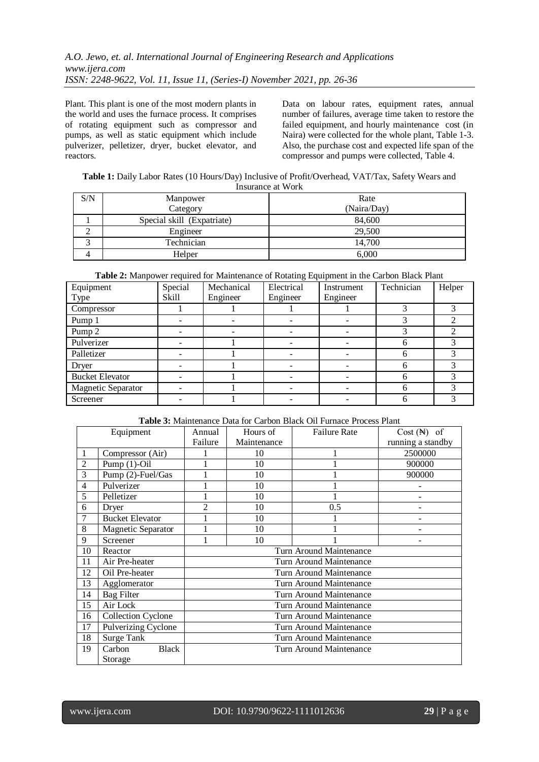Plant. This plant is one of the most modern plants in the world and uses the furnace process. It comprises of rotating equipment such as compressor and pumps, as well as static equipment which include pulverizer, pelletizer, dryer, bucket elevator, and reactors.

Data on labour rates, equipment rates, annual number of failures, average time taken to restore the failed equipment, and hourly maintenance cost (in Naira) were collected for the whole plant, Table 1-3. Also, the purchase cost and expected life span of the compressor and pumps were collected, Table 4.

**Table 1:** Daily Labor Rates (10 Hours/Day) Inclusive of Profit/Overhead, VAT/Tax, Safety Wears and Insurance at Work

| S/N | Manpower Category | Rate (Naira/Day) |
|---|---|---|
| 1 | Special skill (Expatriate) | 84,600 |
| 2 | Engineer | 29,500 |
| 3 | Technician | 14,700 |
| 4 | Helper | 6,000 |

**Table 2:** Manpower required for Maintenance of Rotating Equipment in the Carbon Black Plant

| Equipment Type | Special Skill | Mechanical Engineer | Electrical Engineer | Instrument Engineer | Technician | Helper |
|---|---|---|---|---|---|---|
| Compressor | 1 | 1 | 1 | 1 | 3 | 3 |
| Pump 1 | - | - | - | - | 3 | 2 |
| Pump 2 | - | - | - | - | 3 | 2 |
| Pulverizer | - | 1 | - | - | 6 | 3 |
| Palletizer | - | 1 | - | - | 6 | 3 |
| Dryer | - | 1 | - | - | 6 | 3 |
| Bucket Elevator | - | 1 | - | - | 6 | 3 |
| Magnetic Separator | - | 1 | - | - | 6 | 3 |
| Screener | - | 1 | - | - | 6 | 3 |

**Table 3:** Maintenance Data for Carbon Black Oil Furnace Process Plant

| | Equipment | Annual Failure | Hours of Maintenance | Failure Rate | Cost (₦) of running a standby |
|---|---|---|---|---|---|
| 1 | Compressor (Air) | 1 | 10 | 1 | 2500000 |
| 2 | Pump (1)-Oil | 1 | 10 | 1 | 900000 |
| 3 | Pump (2)-Fuel/Gas | 1 | 10 | 1 | 900000 |
| 4 | Pulverizer | 1 | 10 | 1 | - |
| 5 | Pelletizer | 1 | 10 | 1 | - |
| 6 | Dryer | 2 | 10 | 0.5 | - |
| 7 | Bucket Elevator | 1 | 10 | 1 | - |
| 8 | Magnetic Separator | 1 | 10 | 1 | - |
| 9 | Screener | 1 | 10 | 1 | - |
| 10 | Reactor | Turn Around Maintenance | | | |
| 11 | Air Pre-heater | Turn Around Maintenance | | | |
| 12 | Oil Pre-heater | Turn Around Maintenance | | | |
| 13 | Agglomerator | Turn Around Maintenance | | | |
| 14 | Bag Filter | Turn Around Maintenance | | | |
| 15 | Air Lock | Turn Around Maintenance | | | |
| 16 | Collection Cyclone | Turn Around Maintenance | | | |
| 17 | Pulverizing Cyclone | Turn Around Maintenance | | | |
| 18 | Surge Tank | Turn Around Maintenance | | | |
| 19 | Carbon Black Storage | Turn Around Maintenance | | | |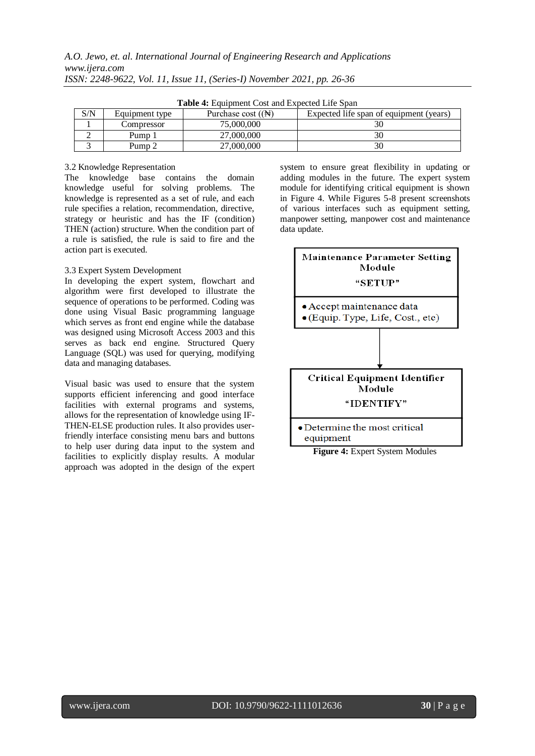**Table 4:** Equipment Cost and Expected Life Span

| S/N | Equipment type | Purchase cost ((₦) | Expected life span of equipment (years) |
|---|---|---|---|
| 1 | Compressor | 75,000,000 | 30 |
| 2 | Pump 1 | 27,000,000 | 30 |
| 3 | Pump 2 | 27,000,000 | 30 |

### 3.2 Knowledge Representation

The knowledge base contains the domain knowledge useful for solving problems. The knowledge is represented as a set of rule, and each rule specifies a relation, recommendation, directive, strategy or heuristic and has the IF (condition) THEN (action) structure. When the condition part of a rule is satisfied, the rule is said to fire and the action part is executed.

### 3.3 Expert System Development

In developing the expert system, flowchart and algorithm were first developed to illustrate the sequence of operations to be performed. Coding was done using Visual Basic programming language which serves as front end engine while the database was designed using Microsoft Access 2003 and this serves as back end engine. Structured Query Language (SQL) was used for querying, modifying data and managing databases.

Visual basic was used to ensure that the system supports efficient inferencing and good interface facilities with external programs and systems, allows for the representation of knowledge using IF-THEN-ELSE production rules. It also provides user-friendly interface consisting menu bars and buttons to help user during data input to the system and facilities to explicitly display results. A modular approach was adopted in the design of the expert system to ensure great flexibility in updating or adding modules in the future. The expert system module for identifying critical equipment is shown in Figure 4. While Figures 5-8 present screenshots of various interfaces such as equipment setting, manpower setting, manpower cost and maintenance data update.

**Maintenance Parameter Setting Module**
**"SETUP"**

- Accept maintenance data
- (Equip. Type, Life, Cost., etc)

↓

**Critical Equipment Identifier Module**
**"IDENTIFY"**

- Determine the most critical equipment

**Figure 4:** Expert System Modules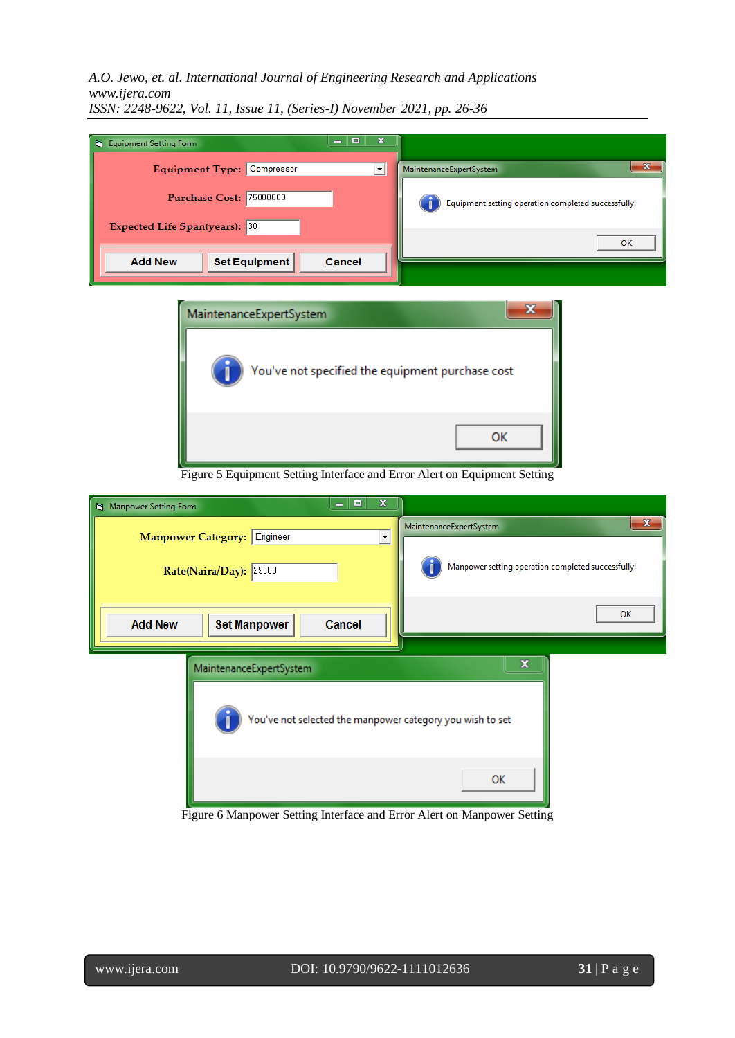Figure 5 Equipment Setting Interface and Error Alert on Equipment Setting

Figure 6 Manpower Setting Interface and Error Alert on Manpower Setting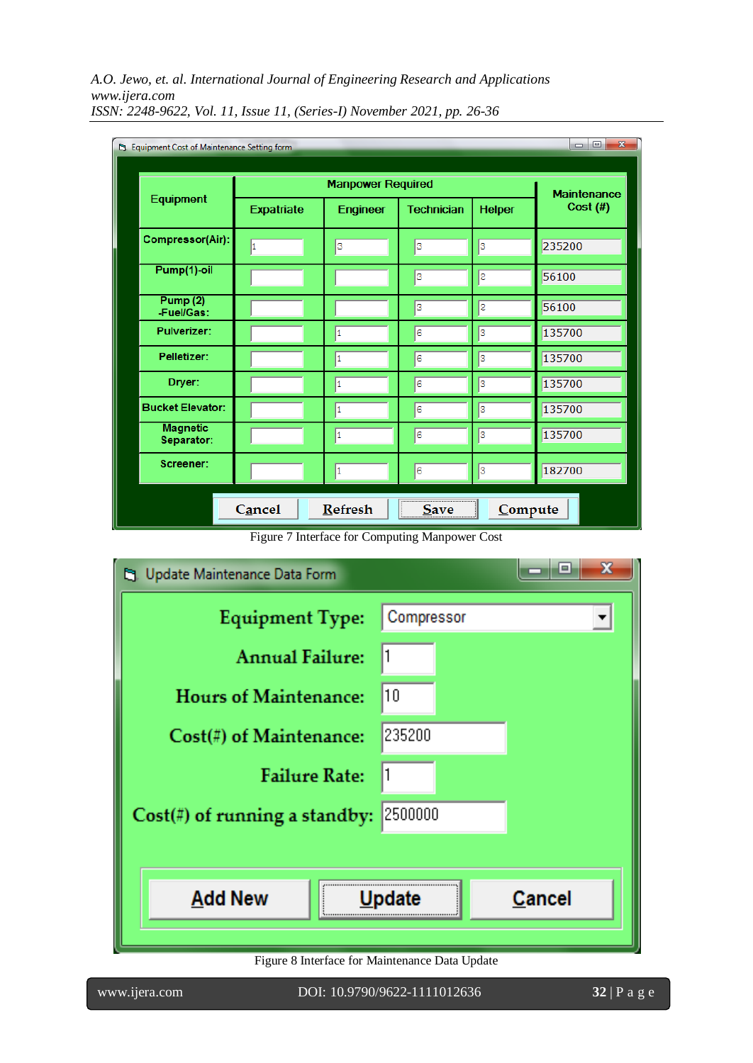| Equipment | Manpower Required | | | | Maintenance Cost (#) |
|---|---|---|---|---|---|
| | Expatriate | Engineer | Technician | Helper | |
| Compressor(Air): | 1 | 3 | 3 | 3 | 235200 |
| Pump(1)-oil | | | 3 | 2 | 56100 |
| Pump (2) -Fuel/Gas: | | | 3 | 2 | 56100 |
| Pulverizer: | | 1 | 6 | 3 | 135700 |
| Pelletizer: | | 1 | 6 | 3 | 135700 |
| Dryer: | | 1 | 6 | 3 | 135700 |
| Bucket Elevator: | | 1 | 6 | 3 | 135700 |
| Magnetic Separator: | | 1 | 6 | 3 | 135700 |
| Screener: | | 1 | 6 | 3 | 182700 |

Cancel | Refresh | Save | Compute

Figure 7 Interface for Computing Manpower Cost

Update Maintenance Data Form

| | |
|---|---|
| Equipment Type: | Compressor |
| Annual Failure: | 1 |
| Hours of Maintenance: | 10 |
| Cost(#) of Maintenance: | 235200 |
| Failure Rate: | 1 |
| Cost(#) of running a standby: | 2500000 |

Add New | Update | Cancel

Figure 8 Interface for Maintenance Data Update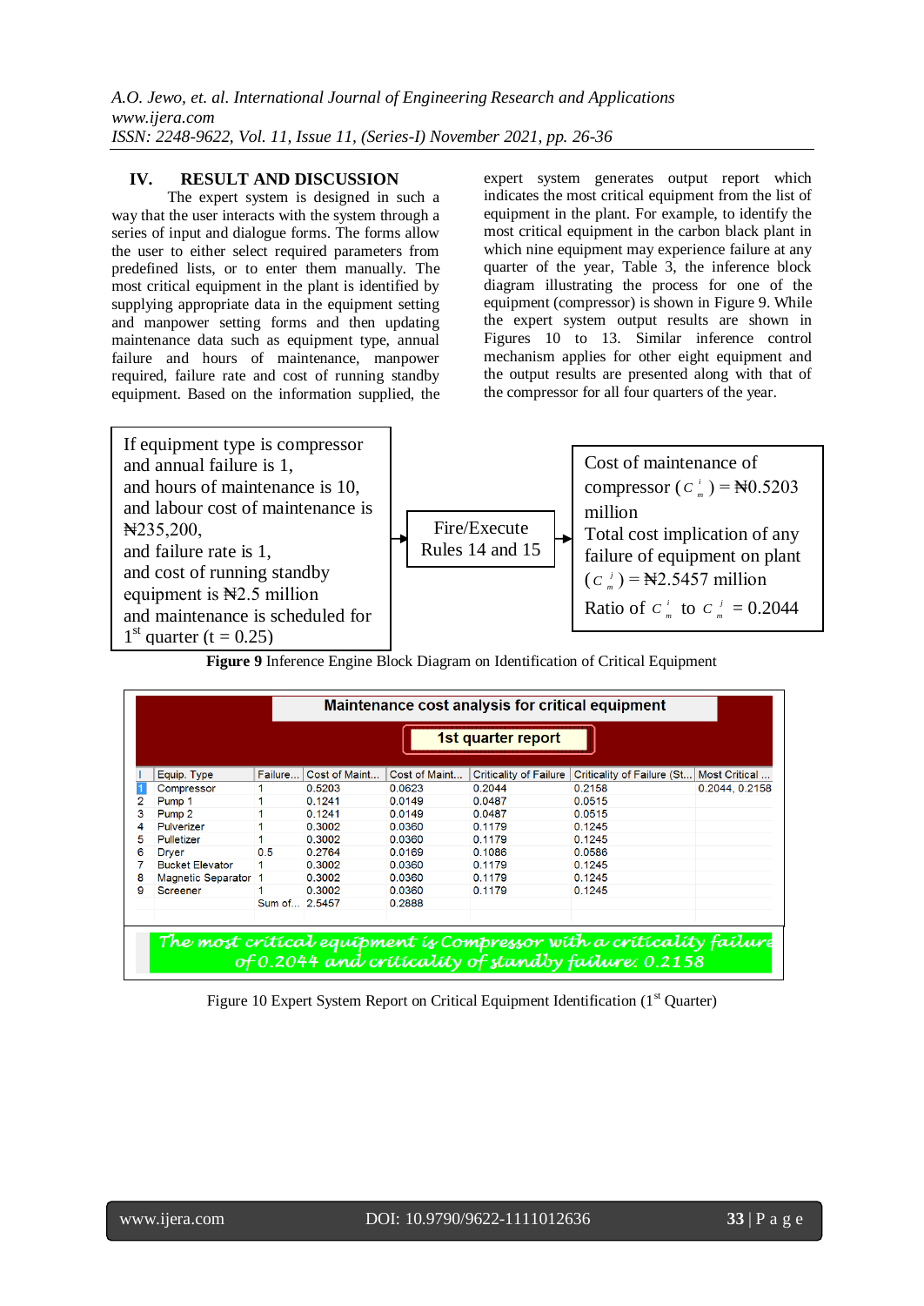## IV. RESULT AND DISCUSSION

The expert system is designed in such a way that the user interacts with the system through a series of input and dialogue forms. The forms allow the user to either select required parameters from predefined lists, or to enter them manually. The most critical equipment in the plant is identified by supplying appropriate data in the equipment setting and manpower setting forms and then updating maintenance data such as equipment type, annual failure and hours of maintenance, manpower required, failure rate and cost of running standby equipment. Based on the information supplied, the expert system generates output report which indicates the most critical equipment from the list of equipment in the plant. For example, to identify the most critical equipment in the carbon black plant in which nine equipment may experience failure at any quarter of the year, Table 3, the inference block diagram illustrating the process for one of the equipment (compressor) is shown in Figure 9. While the expert system output results are shown in Figures 10 to 13. Similar inference control mechanism applies for other eight equipment and the output results are presented along with that of the compressor for all four quarters of the year.

If equipment type is compressor and annual failure is 1, and hours of maintenance is 10, and labour cost of maintenance is ₦235,200, and failure rate is 1, and cost of running standby equipment is ₦2.5 million and maintenance is scheduled for 1[st] quarter (t = 0.25)

→ Fire/Execute Rules 14 and 15 →

Cost of maintenance of compressor ($c_m^i$) = ₦0.5203 million
Total cost implication of any failure of equipment on plant ($c_m^j$) = ₦2.5457 million
Ratio of $c_m^i$ to $c_m^j$ = 0.2044

**Figure 9** Inference Engine Block Diagram on Identification of Critical Equipment

**Maintenance cost analysis for critical equipment**

**1st quarter report**

| I | Equip. Type | Failure... | Cost of Maint... | Cost of Maint... | Criticality of Failure | Criticality of Failure (St... | Most Critical ... |
|---|---|---|---|---|---|---|---|
| 1 | Compressor | 1 | 0.5203 | 0.0623 | 0.2044 | 0.2158 | 0.2044, 0.2158 |
| 2 | Pump 1 | 1 | 0.1241 | 0.0149 | 0.0487 | 0.0515 | |
| 3 | Pump 2 | 1 | 0.1241 | 0.0149 | 0.0487 | 0.0515 | |
| 4 | Pulverizer | 1 | 0.3002 | 0.0360 | 0.1179 | 0.1245 | |
| 5 | Pulletizer | 1 | 0.3002 | 0.0360 | 0.1179 | 0.1245 | |
| 6 | Dryer | 0.5 | 0.2764 | 0.0169 | 0.1086 | 0.0586 | |
| 7 | Bucket Elevator | 1 | 0.3002 | 0.0360 | 0.1179 | 0.1245 | |
| 8 | Magnetic Separator | 1 | 0.3002 | 0.0360 | 0.1179 | 0.1245 | |
| 9 | Screener | 1 | 0.3002 | 0.0360 | 0.1179 | 0.1245 | |
| | | Sum of... | 2.5457 | 0.2888 | | | |

*The most critical equipment is Compressor with a criticality failure of 0.2044 and criticality of standby failure: 0.2158*

Figure 10 Expert System Report on Critical Equipment Identification (1[st] Quarter)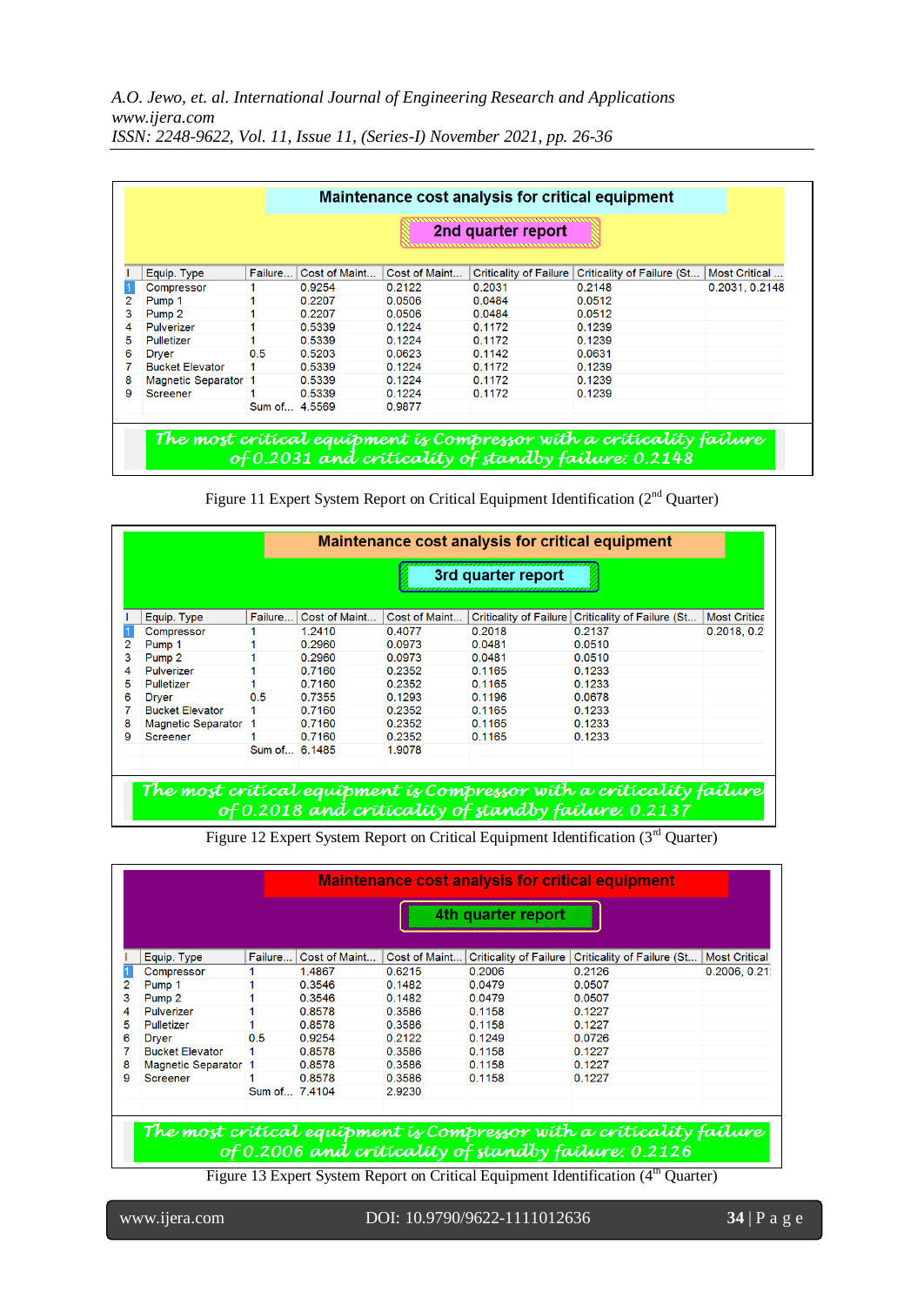**Maintenance cost analysis for critical equipment**

**2nd quarter report**

| I | Equip. Type | Failure... | Cost of Maint... | Cost of Maint... | Criticality of Failure | Criticality of Failure (St... | Most Critical ... |
|---|---|---|---|---|---|---|---|
| 1 | Compressor | 1 | 0.9254 | 0.2122 | 0.2031 | 0.2148 | 0.2031, 0.2148 |
| 2 | Pump 1 | 1 | 0.2207 | 0.0506 | 0.0484 | 0.0512 | |
| 3 | Pump 2 | 1 | 0.2207 | 0.0506 | 0.0484 | 0.0512 | |
| 4 | Pulverizer | 1 | 0.5339 | 0.1224 | 0.1172 | 0.1239 | |
| 5 | Pulletizer | 1 | 0.5339 | 0.1224 | 0.1172 | 0.1239 | |
| 6 | Dryer | 0.5 | 0.5203 | 0.0623 | 0.1142 | 0.0631 | |
| 7 | Bucket Elevator | 1 | 0.5339 | 0.1224 | 0.1172 | 0.1239 | |
| 8 | Magnetic Separator | 1 | 0.5339 | 0.1224 | 0.1172 | 0.1239 | |
| 9 | Screener | 1 | 0.5339 | 0.1224 | 0.1172 | 0.1239 | |
| | | Sum of... | 4.5569 | 0.9877 | | | |

*The most critical equipment is Compressor with a criticality failure of 0.2031 and criticality of standby failure: 0.2148*

Figure 11 Expert System Report on Critical Equipment Identification (2nd Quarter)

**Maintenance cost analysis for critical equipment**

**3rd quarter report**

| I | Equip. Type | Failure... | Cost of Maint... | Cost of Maint... | Criticality of Failure | Criticality of Failure (St... | Most Critica |
|---|---|---|---|---|---|---|---|
| 1 | Compressor | 1 | 1.2410 | 0.4077 | 0.2018 | 0.2137 | 0.2018, 0.2 |
| 2 | Pump 1 | 1 | 0.2960 | 0.0973 | 0.0481 | 0.0510 | |
| 3 | Pump 2 | 1 | 0.2960 | 0.0973 | 0.0481 | 0.0510 | |
| 4 | Pulverizer | 1 | 0.7160 | 0.2352 | 0.1165 | 0.1233 | |
| 5 | Pulletizer | 1 | 0.7160 | 0.2352 | 0.1165 | 0.1233 | |
| 6 | Dryer | 0.5 | 0.7355 | 0.1293 | 0.1196 | 0.0678 | |
| 7 | Bucket Elevator | 1 | 0.7160 | 0.2352 | 0.1165 | 0.1233 | |
| 8 | Magnetic Separator | 1 | 0.7160 | 0.2352 | 0.1165 | 0.1233 | |
| 9 | Screener | 1 | 0.7160 | 0.2352 | 0.1165 | 0.1233 | |
| | | Sum of... | 6.1485 | 1.9078 | | | |

*The most critical equipment is Compressor with a criticality failure of 0.2018 and criticality of standby failure: 0.2137*

Figure 12 Expert System Report on Critical Equipment Identification (3rd Quarter)

**Maintenance cost analysis for critical equipment**

**4th quarter report**

| I | Equip. Type | Failure... | Cost of Maint... | Cost of Maint... | Criticality of Failure | Criticality of Failure (St... | Most Critical |
|---|---|---|---|---|---|---|---|
| 1 | Compressor | 1 | 1.4867 | 0.6215 | 0.2006 | 0.2126 | 0.2006, 0.21 |
| 2 | Pump 1 | 1 | 0.3546 | 0.1482 | 0.0479 | 0.0507 | |
| 3 | Pump 2 | 1 | 0.3546 | 0.1482 | 0.0479 | 0.0507 | |
| 4 | Pulverizer | 1 | 0.8578 | 0.3586 | 0.1158 | 0.1227 | |
| 5 | Pulletizer | 1 | 0.8578 | 0.3586 | 0.1158 | 0.1227 | |
| 6 | Dryer | 0.5 | 0.9254 | 0.2122 | 0.1249 | 0.0726 | |
| 7 | Bucket Elevator | 1 | 0.8578 | 0.3586 | 0.1158 | 0.1227 | |
| 8 | Magnetic Separator | 1 | 0.8578 | 0.3586 | 0.1158 | 0.1227 | |
| 9 | Screener | 1 | 0.8578 | 0.3586 | 0.1158 | 0.1227 | |
| | | Sum of... | 7.4104 | 2.9230 | | | |

*The most critical equipment is Compressor with a criticality failure of 0.2006 and criticality of standby failure: 0.2126*

Figure 13 Expert System Report on Critical Equipment Identification (4th Quarter)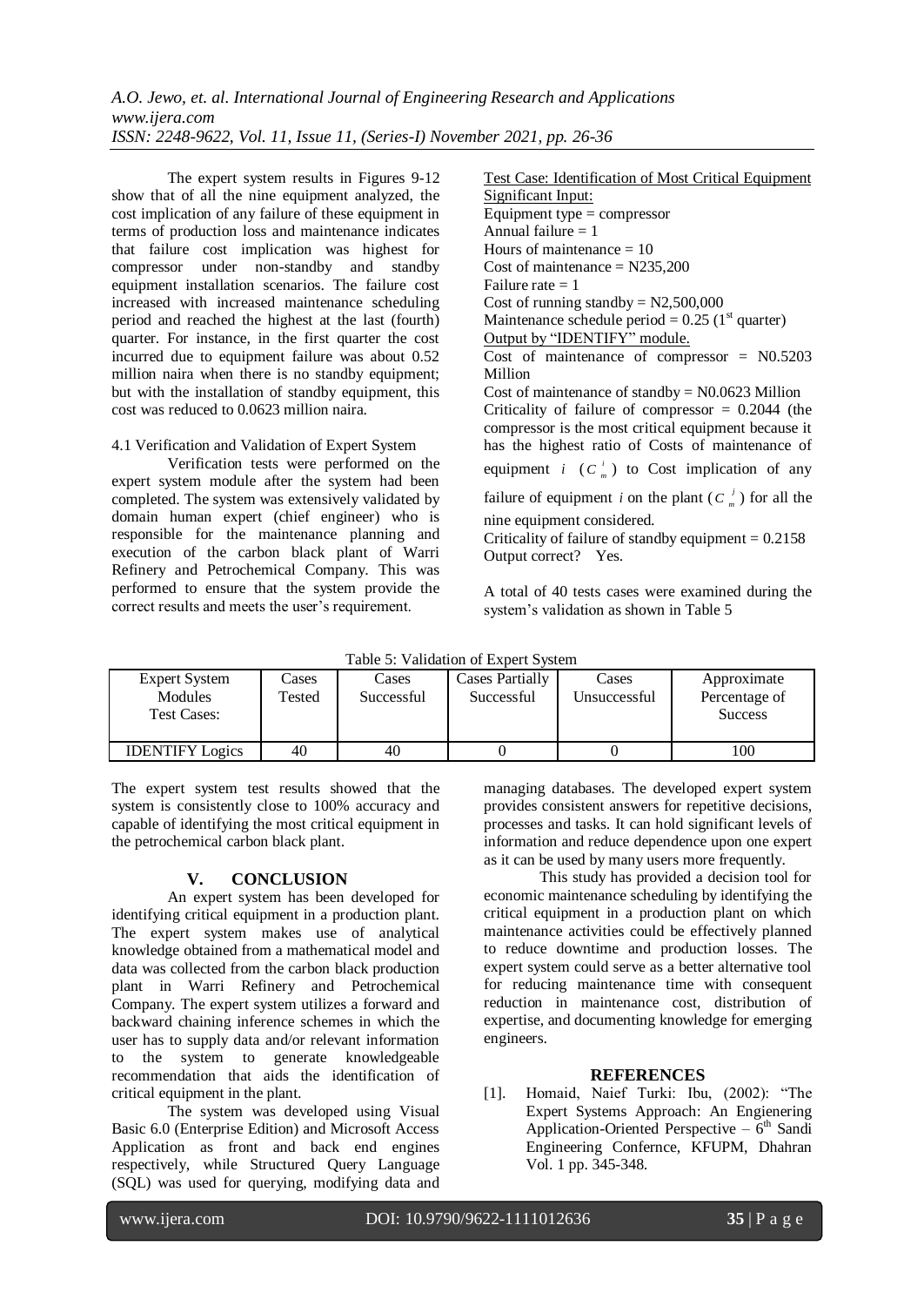The expert system results in Figures 9-12 show that of all the nine equipment analyzed, the cost implication of any failure of these equipment in terms of production loss and maintenance indicates that failure cost implication was highest for compressor under non-standby and standby equipment installation scenarios. The failure cost increased with increased maintenance scheduling period and reached the highest at the last (fourth) quarter. For instance, in the first quarter the cost incurred due to equipment failure was about 0.52 million naira when there is no standby equipment; but with the installation of standby equipment, this cost was reduced to 0.0623 million naira.

### 4.1 Verification and Validation of Expert System

Verification tests were performed on the expert system module after the system had been completed. The system was extensively validated by domain human expert (chief engineer) who is responsible for the maintenance planning and execution of the carbon black plant of Warri Refinery and Petrochemical Company. This was performed to ensure that the system provide the correct results and meets the user's requirement.

Test Case: Identification of Most Critical Equipment

Significant Input:

Equipment type = compressor
Annual failure = 1
Hours of maintenance = 10
Cost of maintenance = N235,200
Failure rate = 1
Cost of running standby = N2,500,000
Maintenance schedule period = 0.25 (1st quarter)

Output by "IDENTIFY" module.

Cost of maintenance of compressor = N0.5203 Million
Cost of maintenance of standby = N0.0623 Million
Criticality of failure of compressor = 0.2044 (the compressor is the most critical equipment because it has the highest ratio of Costs of maintenance of equipment $i$ ($C_m^i$) to Cost implication of any failure of equipment $i$ on the plant ($C_m^j$) for all the nine equipment considered.
Criticality of failure of standby equipment = 0.2158
Output correct? Yes.

A total of 40 tests cases were examined during the system's validation as shown in Table 5

Table 5: Validation of Expert System

| Expert System Modules Test Cases: | Cases Tested | Cases Successful | Cases Partially Successful | Cases Unsuccessful | Approximate Percentage of Success |
|---|---|---|---|---|---|
| IDENTIFY Logics | 40 | 40 | 0 | 0 | 100 |

The expert system test results showed that the system is consistently close to 100% accuracy and capable of identifying the most critical equipment in the petrochemical carbon black plant.

## V. CONCLUSION

An expert system has been developed for identifying critical equipment in a production plant. The expert system makes use of analytical knowledge obtained from a mathematical model and data was collected from the carbon black production plant in Warri Refinery and Petrochemical Company. The expert system utilizes a forward and backward chaining inference schemes in which the user has to supply data and/or relevant information to the system to generate knowledgeable recommendation that aids the identification of critical equipment in the plant.

The system was developed using Visual Basic 6.0 (Enterprise Edition) and Microsoft Access Application as front and back end engines respectively, while Structured Query Language (SQL) was used for querying, modifying data and managing databases. The developed expert system provides consistent answers for repetitive decisions, processes and tasks. It can hold significant levels of information and reduce dependence upon one expert as it can be used by many users more frequently.

This study has provided a decision tool for economic maintenance scheduling by identifying the critical equipment in a production plant on which maintenance activities could be effectively planned to reduce downtime and production losses. The expert system could serve as a better alternative tool for reducing maintenance time with consequent reduction in maintenance cost, distribution of expertise, and documenting knowledge for emerging engineers.

## REFERENCES

[1]. Homaid, Naief Turki: Ibu, (2002): "The Expert Systems Approach: An Engienering Application-Oriented Perspective – 6th Sandi Engineering Confernce, KFUPM, Dhahran Vol. 1 pp. 345-348.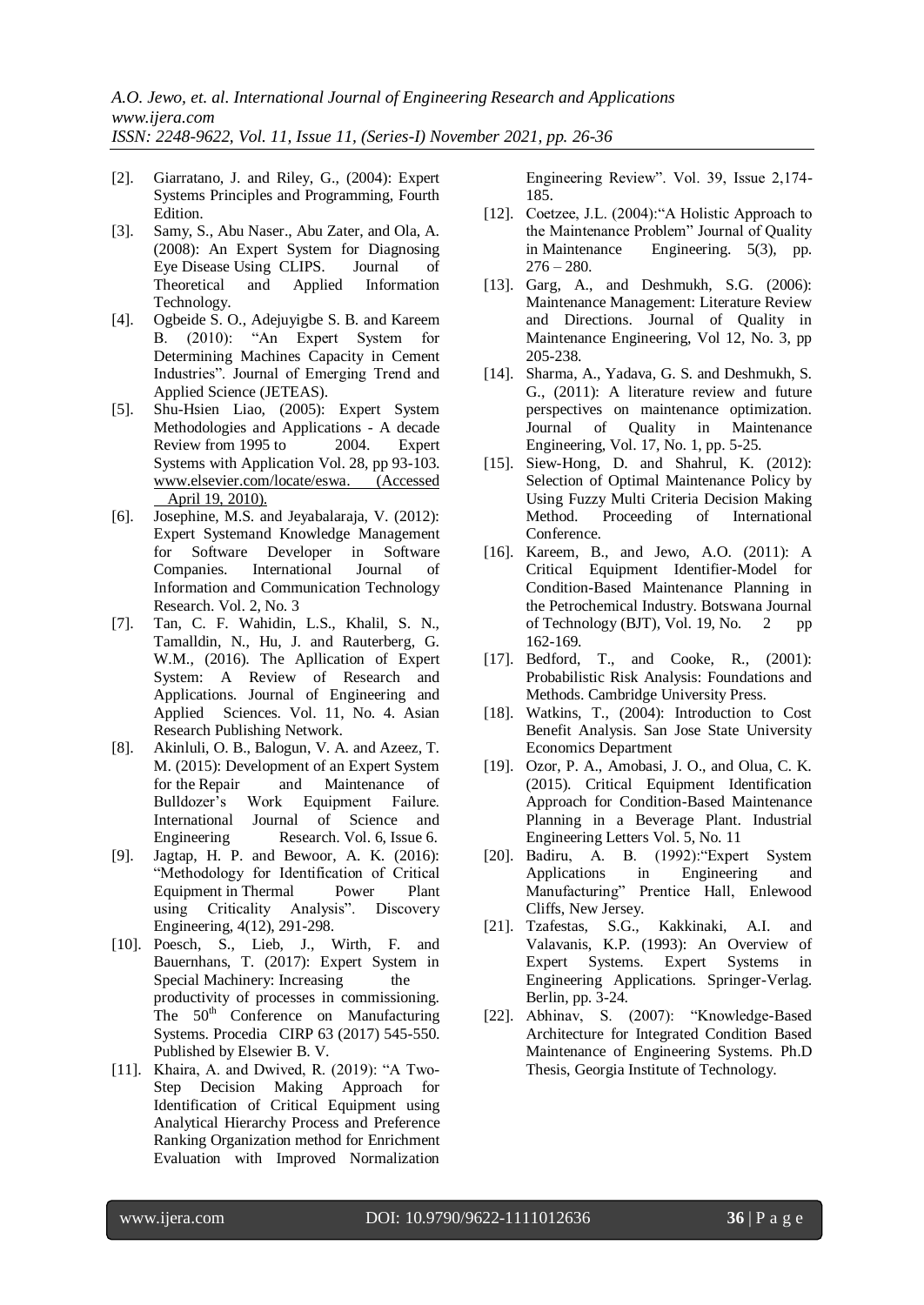[2]. Giarratano, J. and Riley, G., (2004): Expert Systems Principles and Programming, Fourth Edition.

[3]. Samy, S., Abu Naser., Abu Zater, and Ola, A. (2008): An Expert System for Diagnosing Eye Disease Using CLIPS. Journal of Theoretical and Applied Information Technology.

[4]. Ogbeide S. O., Adejuyigbe S. B. and Kareem B. (2010): "An Expert System for Determining Machines Capacity in Cement Industries". Journal of Emerging Trend and Applied Science (JETEAS).

[5]. Shu-Hsien Liao, (2005): Expert System Methodologies and Applications - A decade Review from 1995 to 2004. Expert Systems with Application Vol. 28, pp 93-103. www.elsevier.com/locate/eswa. (Accessed April 19, 2010).

[6]. Josephine, M.S. and Jeyabalaraja, V. (2012): Expert Systemand Knowledge Management for Software Developer in Software Companies. International Journal of Information and Communication Technology Research. Vol. 2, No. 3

[7]. Tan, C. F. Wahidin, L.S., Khalil, S. N., Tamalldin, N., Hu, J. and Rauterberg, G. W.M., (2016). The Apllication of Expert System: A Review of Research and Applications. Journal of Engineering and Applied Sciences. Vol. 11, No. 4. Asian Research Publishing Network.

[8]. Akinluli, O. B., Balogun, V. A. and Azeez, T. M. (2015): Development of an Expert System for the Repair and Maintenance of Bulldozer's Work Equipment Failure. International Journal of Science and Engineering Research. Vol. 6, Issue 6.

[9]. Jagtap, H. P. and Bewoor, A. K. (2016): "Methodology for Identification of Critical Equipment in Thermal Power Plant using Criticality Analysis". Discovery Engineering, 4(12), 291-298.

[10]. Poesch, S., Lieb, J., Wirth, F. and Bauernhans, T. (2017): Expert System in Special Machinery: Increasing the productivity of processes in commissioning. The 50th Conference on Manufacturing Systems. Procedia CIRP 63 (2017) 545-550. Published by Elsewier B. V.

[11]. Khaira, A. and Dwived, R. (2019): "A Two-Step Decision Making Approach for Identification of Critical Equipment using Analytical Hierarchy Process and Preference Ranking Organization method for Enrichment Evaluation with Improved Normalization Engineering Review". Vol. 39, Issue 2,174-185.

[12]. Coetzee, J.L. (2004):"A Holistic Approach to the Maintenance Problem" Journal of Quality in Maintenance Engineering. 5(3), pp. 276 – 280.

[13]. Garg, A., and Deshmukh, S.G. (2006): Maintenance Management: Literature Review and Directions. Journal of Quality in Maintenance Engineering, Vol 12, No. 3, pp 205-238.

[14]. Sharma, A., Yadava, G. S. and Deshmukh, S. G., (2011): A literature review and future perspectives on maintenance optimization. Journal of Quality in Maintenance Engineering, Vol. 17, No. 1, pp. 5-25.

[15]. Siew-Hong, D. and Shahrul, K. (2012): Selection of Optimal Maintenance Policy by Using Fuzzy Multi Criteria Decision Making Method. Proceeding of International Conference.

[16]. Kareem, B., and Jewo, A.O. (2011): A Critical Equipment Identifier-Model for Condition-Based Maintenance Planning in the Petrochemical Industry. Botswana Journal of Technology (BJT), Vol. 19, No. 2 pp 162-169.

[17]. Bedford, T., and Cooke, R., (2001): Probabilistic Risk Analysis: Foundations and Methods. Cambridge University Press.

[18]. Watkins, T., (2004): Introduction to Cost Benefit Analysis. San Jose State University Economics Department

[19]. Ozor, P. A., Amobasi, J. O., and Olua, C. K. (2015). Critical Equipment Identification Approach for Condition-Based Maintenance Planning in a Beverage Plant. Industrial Engineering Letters Vol. 5, No. 11

[20]. Badiru, A. B. (1992):"Expert System Applications in Engineering and Manufacturing" Prentice Hall, Enlewood Cliffs, New Jersey.

[21]. Tzafestas, S.G., Kakkinaki, A.I. and Valavanis, K.P. (1993): An Overview of Expert Systems. Expert Systems in Engineering Applications. Springer-Verlag. Berlin, pp. 3-24.

[22]. Abhinav, S. (2007): "Knowledge-Based Architecture for Integrated Condition Based Maintenance of Engineering Systems. Ph.D Thesis, Georgia Institute of Technology.